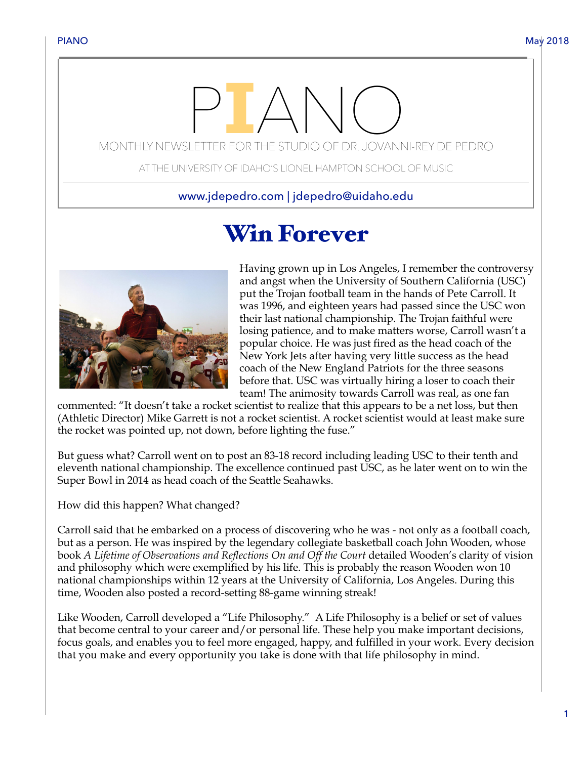# PIANO

MONTHLY NEWSLETTER FOR THE STUDIO OF DR. JOVANNI-REY DE PEDRO

AT THE UNIVERSITY OF IDAHO'S LIONEL HAMPTON SCHOOL OF MUSIC

www.jdepedro.com | jdepedro@uidaho.edu

## Win Forever

Having grown up in Los Angeles, I remember the controversy and angst when the University of Southern California (USC) put the Trojan football team in the hands of Pete Carroll. It was 1996, and eighteen years had passed since the USC won their last national championship. The Trojan faithful were losing patience, and to make matters worse, Carroll wasn't a popular choice. He was just fired as the head coach of the New York Jets after having very little success as the head coach of the New England Patriots for the three seasons before that. USC was virtually hiring a loser to coach their team! The animosity towards Carroll was real, as one fan commented: "It doesn't take a rocket scientist to realize that this appears to be a net loss, but then (Athletic Director) Mike Garrett is not a rocket scientist. A rocket scientist would at least make sure the rocket was pointed up, not down, before lighting the fuse."

But guess what? Carroll went on to post an 83-18 record including leading USC to their tenth and eleventh national championship. The excellence continued past USC, as he later went on to win the Super Bowl in 2014 as head coach of the Seattle Seahawks.

How did this happen? What changed?

Carroll said that he embarked on a process of discovering who he was - not only as a football coach, but as a person. He was inspired by the legendary collegiate basketball coach John Wooden, whose book *A Lifetime of Observations and Reflections On and Off the Court* detailed Wooden's clarity of vision and philosophy which were exemplified by his life. This is probably the reason Wooden won 10 national championships within 12 years at the University of California, Los Angeles. During this time, Wooden also posted a record-setting 88-game winning streak!

Like Wooden, Carroll developed a "Life Philosophy." A Life Philosophy is a belief or set of values that become central to your career and/or personal life. These help you make important decisions, focus goals, and enables you to feel more engaged, happy, and fulfilled in your work. Every decision that you make and every opportunity you take is done with that life philosophy in mind.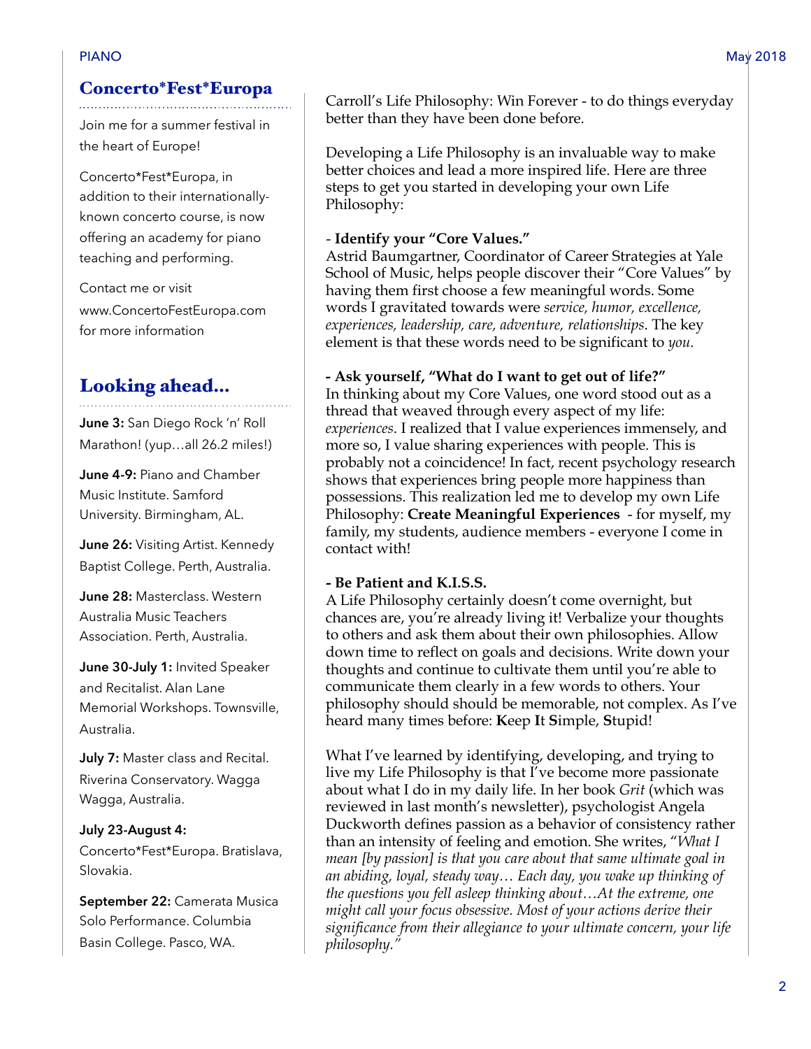## Concerto*Fest*Europa

Join me for a summer festival in the heart of Europe!

Concerto*Fest*Europa, in addition to their internationally-known concerto course, is now offering an academy for piano teaching and performing.

Contact me or visit www.ConcertoFestEuropa.com for more information

## Looking ahead...

**June 3:** San Diego Rock 'n' Roll Marathon! (yup…all 26.2 miles!)

**June 4-9:** Piano and Chamber Music Institute. Samford University. Birmingham, AL.

**June 26:** Visiting Artist. Kennedy Baptist College. Perth, Australia.

**June 28:** Masterclass. Western Australia Music Teachers Association. Perth, Australia.

**June 30-July 1:** Invited Speaker and Recitalist. Alan Lane Memorial Workshops. Townsville, Australia.

**July 7:** Master class and Recital. Riverina Conservatory. Wagga Wagga, Australia.

**July 23-August 4:** Concerto*Fest*Europa. Bratislava, Slovakia.

**September 22:** Camerata Musica Solo Performance. Columbia Basin College. Pasco, WA.

Carroll's Life Philosophy: Win Forever - to do things everyday better than they have been done before.

Developing a Life Philosophy is an invaluable way to make better choices and lead a more inspired life. Here are three steps to get you started in developing your own Life Philosophy:

**- Identify your "Core Values."**
Astrid Baumgartner, Coordinator of Career Strategies at Yale School of Music, helps people discover their "Core Values" by having them first choose a few meaningful words. Some words I gravitated towards were *service, humor, excellence, experiences, leadership, care, adventure, relationships*. The key element is that these words need to be significant to *you*.

**- Ask yourself, "What do I want to get out of life?"**
In thinking about my Core Values, one word stood out as a thread that weaved through every aspect of my life: *experiences*. I realized that I value experiences immensely, and more so, I value sharing experiences with people. This is probably not a coincidence! In fact, recent psychology research shows that experiences bring people more happiness than possessions. This realization led me to develop my own Life Philosophy: **Create Meaningful Experiences** - for myself, my family, my students, audience members - everyone I come in contact with!

**- Be Patient and K.I.S.S.**
A Life Philosophy certainly doesn't come overnight, but chances are, you're already living it! Verbalize your thoughts to others and ask them about their own philosophies. Allow down time to reflect on goals and decisions. Write down your thoughts and continue to cultivate them until you're able to communicate them clearly in a few words to others. Your philosophy should should be memorable, not complex. As I've heard many times before: **K**eep **I**t **S**imple, **S**tupid!

What I've learned by identifying, developing, and trying to live my Life Philosophy is that I've become more passionate about what I do in my daily life. In her book *Grit* (which was reviewed in last month's newsletter), psychologist Angela Duckworth defines passion as a behavior of consistency rather than an intensity of feeling and emotion. She writes, "*What I mean [by passion] is that you care about that same ultimate goal in an abiding, loyal, steady way… Each day, you wake up thinking of the questions you fell asleep thinking about…At the extreme, one might call your focus obsessive. Most of your actions derive their significance from their allegiance to your ultimate concern, your life philosophy.*"